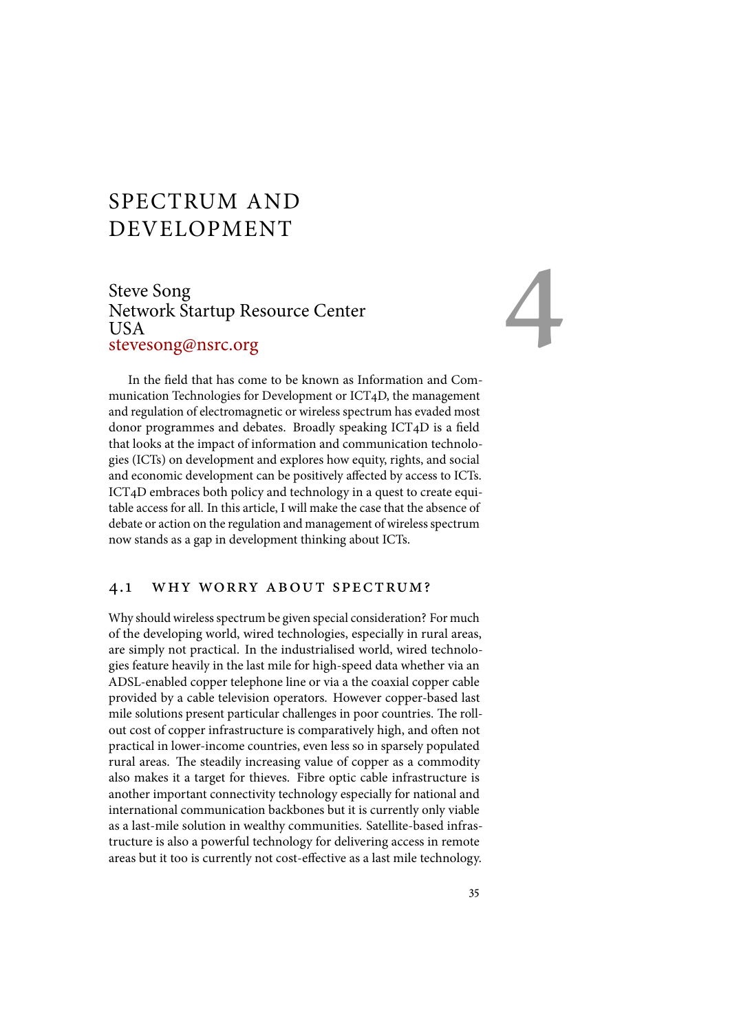# SPECTRUM AND DEVELOPMENT

Steve Song
Network Startup Resource Center
USA
stevesong@nsrc.org

4

In the field that has come to be known as Information and Communication Technologies for Development or ICT4D, the management and regulation of electromagnetic or wireless spectrum has evaded most donor programmes and debates. Broadly speaking ICT4D is a field that looks at the impact of information and communication technologies (ICTs) on development and explores how equity, rights, and social and economic development can be positively affected by access to ICTs. ICT4D embraces both policy and technology in a quest to create equitable access for all. In this article, I will make the case that the absence of debate or action on the regulation and management of wireless spectrum now stands as a gap in development thinking about ICTs.

## 4.1 WHY WORRY ABOUT SPECTRUM?

Why should wireless spectrum be given special consideration? For much of the developing world, wired technologies, especially in rural areas, are simply not practical. In the industrialised world, wired technologies feature heavily in the last mile for high-speed data whether via an ADSL-enabled copper telephone line or via a the coaxial copper cable provided by a cable television operators. However copper-based last mile solutions present particular challenges in poor countries. The roll-out cost of copper infrastructure is comparatively high, and often not practical in lower-income countries, even less so in sparsely populated rural areas. The steadily increasing value of copper as a commodity also makes it a target for thieves. Fibre optic cable infrastructure is another important connectivity technology especially for national and international communication backbones but it is currently only viable as a last-mile solution in wealthy communities. Satellite-based infrastructure is also a powerful technology for delivering access in remote areas but it too is currently not cost-effective as a last mile technology.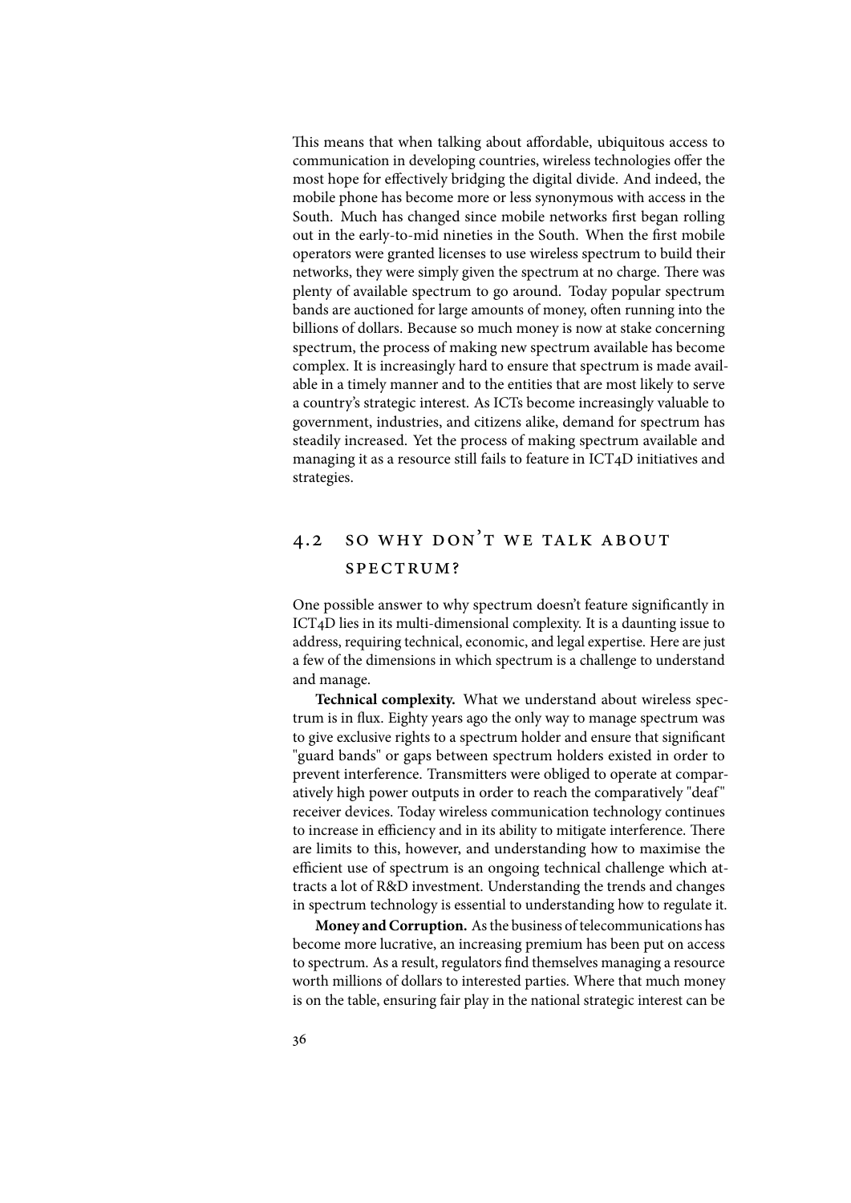This means that when talking about affordable, ubiquitous access to communication in developing countries, wireless technologies offer the most hope for effectively bridging the digital divide. And indeed, the mobile phone has become more or less synonymous with access in the South. Much has changed since mobile networks first began rolling out in the early-to-mid nineties in the South. When the first mobile operators were granted licenses to use wireless spectrum to build their networks, they were simply given the spectrum at no charge. There was plenty of available spectrum to go around. Today popular spectrum bands are auctioned for large amounts of money, often running into the billions of dollars. Because so much money is now at stake concerning spectrum, the process of making new spectrum available has become complex. It is increasingly hard to ensure that spectrum is made available in a timely manner and to the entities that are most likely to serve a country's strategic interest. As ICTs become increasingly valuable to government, industries, and citizens alike, demand for spectrum has steadily increased. Yet the process of making spectrum available and managing it as a resource still fails to feature in ICT4D initiatives and strategies.

## 4.2 So why don't we talk about spectrum?

One possible answer to why spectrum doesn't feature significantly in ICT4D lies in its multi-dimensional complexity. It is a daunting issue to address, requiring technical, economic, and legal expertise. Here are just a few of the dimensions in which spectrum is a challenge to understand and manage.

**Technical complexity.** What we understand about wireless spectrum is in flux. Eighty years ago the only way to manage spectrum was to give exclusive rights to a spectrum holder and ensure that significant "guard bands" or gaps between spectrum holders existed in order to prevent interference. Transmitters were obliged to operate at comparatively high power outputs in order to reach the comparatively "deaf" receiver devices. Today wireless communication technology continues to increase in efficiency and in its ability to mitigate interference. There are limits to this, however, and understanding how to maximise the efficient use of spectrum is an ongoing technical challenge which attracts a lot of R&D investment. Understanding the trends and changes in spectrum technology is essential to understanding how to regulate it.

**Money and Corruption.** As the business of telecommunications has become more lucrative, an increasing premium has been put on access to spectrum. As a result, regulators find themselves managing a resource worth millions of dollars to interested parties. Where that much money is on the table, ensuring fair play in the national strategic interest can be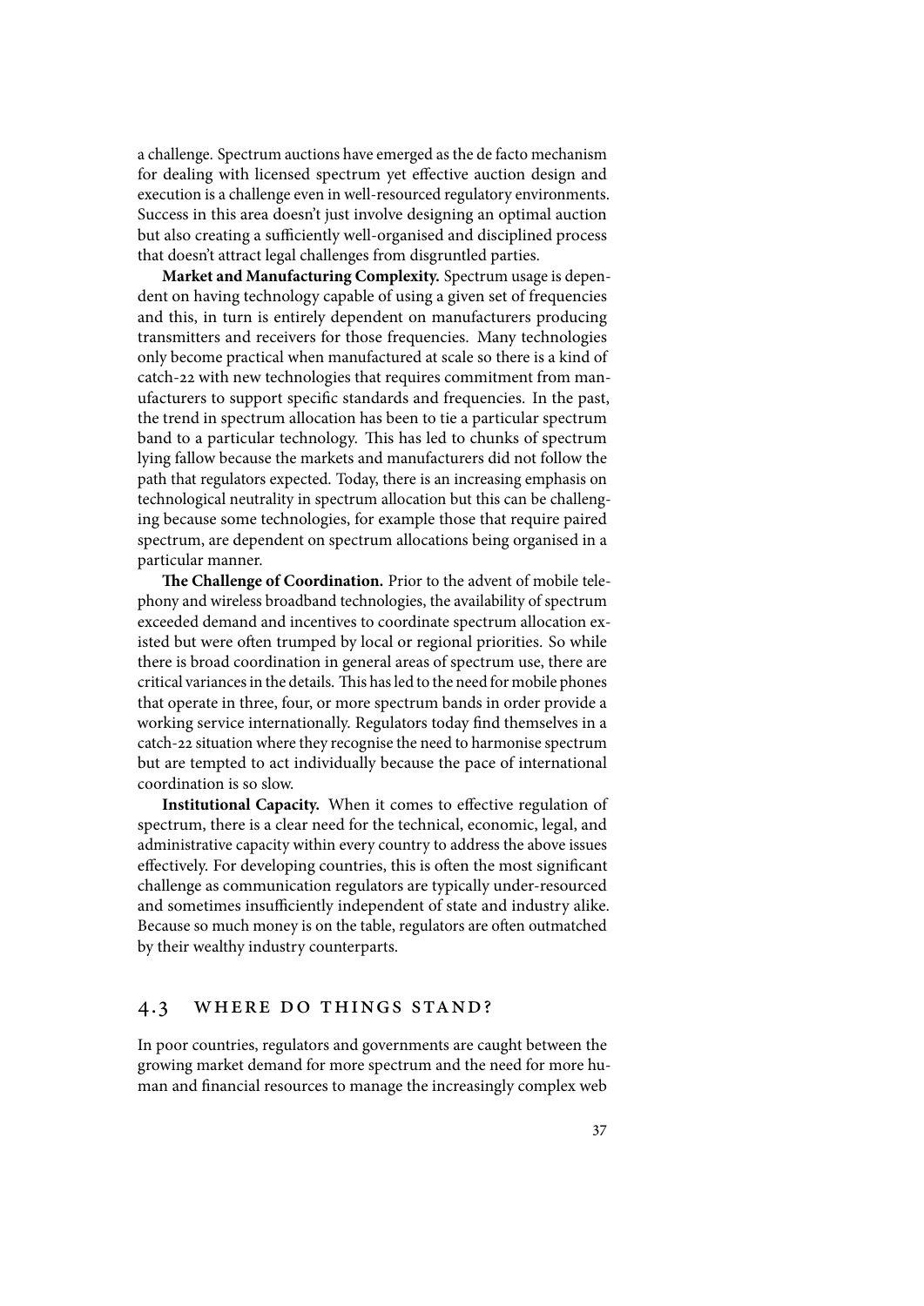a challenge. Spectrum auctions have emerged as the de facto mechanism for dealing with licensed spectrum yet effective auction design and execution is a challenge even in well-resourced regulatory environments. Success in this area doesn't just involve designing an optimal auction but also creating a sufficiently well-organised and disciplined process that doesn't attract legal challenges from disgruntled parties.

**Market and Manufacturing Complexity.** Spectrum usage is dependent on having technology capable of using a given set of frequencies and this, in turn is entirely dependent on manufacturers producing transmitters and receivers for those frequencies. Many technologies only become practical when manufactured at scale so there is a kind of catch-22 with new technologies that requires commitment from manufacturers to support specific standards and frequencies. In the past, the trend in spectrum allocation has been to tie a particular spectrum band to a particular technology. This has led to chunks of spectrum lying fallow because the markets and manufacturers did not follow the path that regulators expected. Today, there is an increasing emphasis on technological neutrality in spectrum allocation but this can be challenging because some technologies, for example those that require paired spectrum, are dependent on spectrum allocations being organised in a particular manner.

**The Challenge of Coordination.** Prior to the advent of mobile telephony and wireless broadband technologies, the availability of spectrum exceeded demand and incentives to coordinate spectrum allocation existed but were often trumped by local or regional priorities. So while there is broad coordination in general areas of spectrum use, there are critical variances in the details. This has led to the need for mobile phones that operate in three, four, or more spectrum bands in order provide a working service internationally. Regulators today find themselves in a catch-22 situation where they recognise the need to harmonise spectrum but are tempted to act individually because the pace of international coordination is so slow.

**Institutional Capacity.** When it comes to effective regulation of spectrum, there is a clear need for the technical, economic, legal, and administrative capacity within every country to address the above issues effectively. For developing countries, this is often the most significant challenge as communication regulators are typically under-resourced and sometimes insufficiently independent of state and industry alike. Because so much money is on the table, regulators are often outmatched by their wealthy industry counterparts.

## 4.3 WHERE DO THINGS STAND?

In poor countries, regulators and governments are caught between the growing market demand for more spectrum and the need for more human and financial resources to manage the increasingly complex web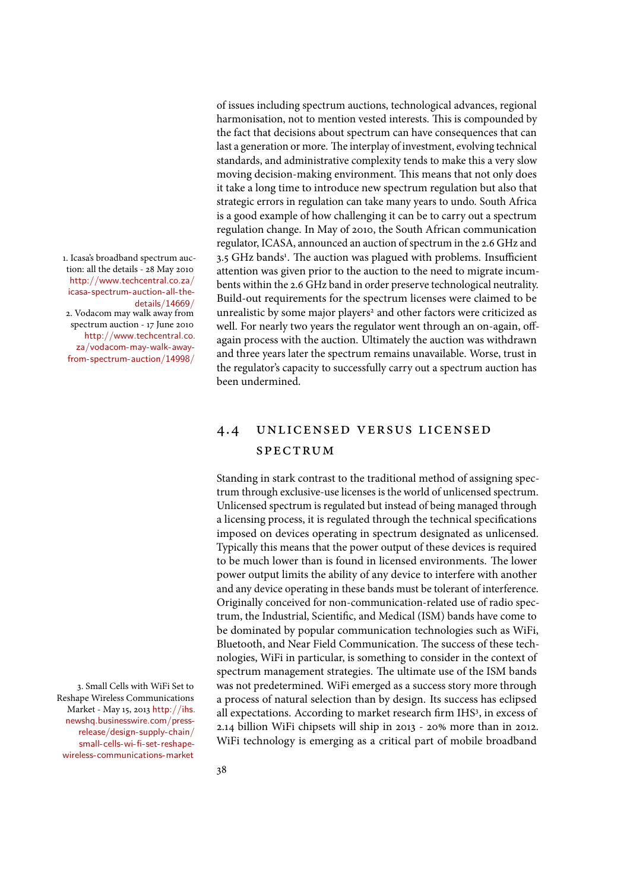of issues including spectrum auctions, technological advances, regional harmonisation, not to mention vested interests. This is compounded by the fact that decisions about spectrum can have consequences that can last a generation or more. The interplay of investment, evolving technical standards, and administrative complexity tends to make this a very slow moving decision-making environment. This means that not only does it take a long time to introduce new spectrum regulation but also that strategic errors in regulation can take many years to undo. South Africa is a good example of how challenging it can be to carry out a spectrum regulation change. In May of 2010, the South African communication regulator, ICASA, announced an auction of spectrum in the 2.6 GHz and 3.5 GHz bands[1]. The auction was plagued with problems. Insufficient attention was given prior to the auction to the need to migrate incumbents within the 2.6 GHz band in order preserve technological neutrality. Build-out requirements for the spectrum licenses were claimed to be unrealistic by some major players[2] and other factors were criticized as well. For nearly two years the regulator went through an on-again, off-again process with the auction. Ultimately the auction was withdrawn and three years later the spectrum remains unavailable. Worse, trust in the regulator's capacity to successfully carry out a spectrum auction has been undermined.

1. Icasa's broadband spectrum auction: all the details - 28 May 2010 http://www.techcentral.co.za/icasa-spectrum-auction-all-the-details/14669/

2. Vodacom may walk away from spectrum auction - 17 June 2010 http://www.techcentral.co.za/vodacom-may-walk-away-from-spectrum-auction/14998/

## 4.4 UNLICENSED VERSUS LICENSED SPECTRUM

Standing in stark contrast to the traditional method of assigning spectrum through exclusive-use licenses is the world of unlicensed spectrum. Unlicensed spectrum is regulated but instead of being managed through a licensing process, it is regulated through the technical specifications imposed on devices operating in spectrum designated as unlicensed. Typically this means that the power output of these devices is required to be much lower than is found in licensed environments. The lower power output limits the ability of any device to interfere with another and any device operating in these bands must be tolerant of interference. Originally conceived for non-communication-related use of radio spectrum, the Industrial, Scientific, and Medical (ISM) bands have come to be dominated by popular communication technologies such as WiFi, Bluetooth, and Near Field Communication. The success of these technologies, WiFi in particular, is something to consider in the context of spectrum management strategies. The ultimate use of the ISM bands was not predetermined. WiFi emerged as a success story more through a process of natural selection than by design. Its success has eclipsed all expectations. According to market research firm IHS[3], in excess of 2.14 billion WiFi chipsets will ship in 2013 - 20% more than in 2012. WiFi technology is emerging as a critical part of mobile broadband

3. Small Cells with WiFi Set to Reshape Wireless Communications Market - May 15, 2013 http://ihs.newshq.businesswire.com/press-release/design-supply-chain/small-cells-wi-fi-set-reshape-wireless-communications-market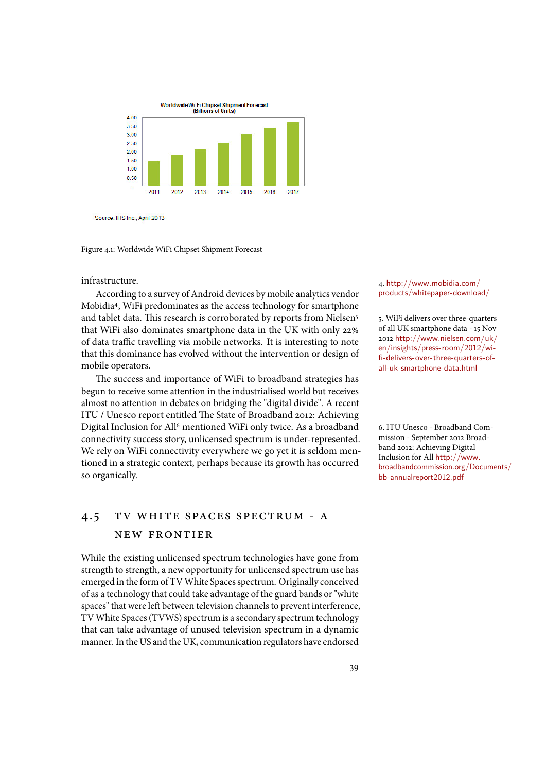Worldwide Wi-Fi Chipset Shipment Forecast
(Billions of Units)

4.00
3.50
3.00
2.50
2.00
1.50
1.00
0.50
-

2011 2012 2013 2014 2015 2016 2017

Source: IHS Inc., April 2013

Figure 4.1: Worldwide WiFi Chipset Shipment Forecast

infrastructure.

According to a survey of Android devices by mobile analytics vendor Mobidia[4], WiFi predominates as the access technology for smartphone and tablet data. This research is corroborated by reports from Nielsen[5] that WiFi also dominates smartphone data in the UK with only 22% of data traffic travelling via mobile networks. It is interesting to note that this dominance has evolved without the intervention or design of mobile operators.

The success and importance of WiFi to broadband strategies has begun to receive some attention in the industrialised world but receives almost no attention in debates on bridging the "digital divide". A recent ITU / Unesco report entitled The State of Broadband 2012: Achieving Digital Inclusion for All[6] mentioned WiFi only twice. As a broadband connectivity success story, unlicensed spectrum is under-represented. We rely on WiFi connectivity everywhere we go yet it is seldom mentioned in a strategic context, perhaps because its growth has occurred so organically.

4. http://www.mobidia.com/products/whitepaper-download/

5. WiFi delivers over three-quarters of all UK smartphone data - 15 Nov 2012 http://www.nielsen.com/uk/en/insights/press-room/2012/wi-fi-delivers-over-three-quarters-of-all-uk-smartphone-data.html

6. ITU Unesco - Broadband Commission - September 2012 Broadband 2012: Achieving Digital Inclusion for All http://www.broadbandcommission.org/Documents/bb-annualreport2012.pdf

## 4.5 TV WHITE SPACES SPECTRUM - A NEW FRONTIER

While the existing unlicensed spectrum technologies have gone from strength to strength, a new opportunity for unlicensed spectrum use has emerged in the form of TV White Spaces spectrum. Originally conceived of as a technology that could take advantage of the guard bands or "white spaces" that were left between television channels to prevent interference, TV White Spaces (TVWS) spectrum is a secondary spectrum technology that can take advantage of unused television spectrum in a dynamic manner. In the US and the UK, communication regulators have endorsed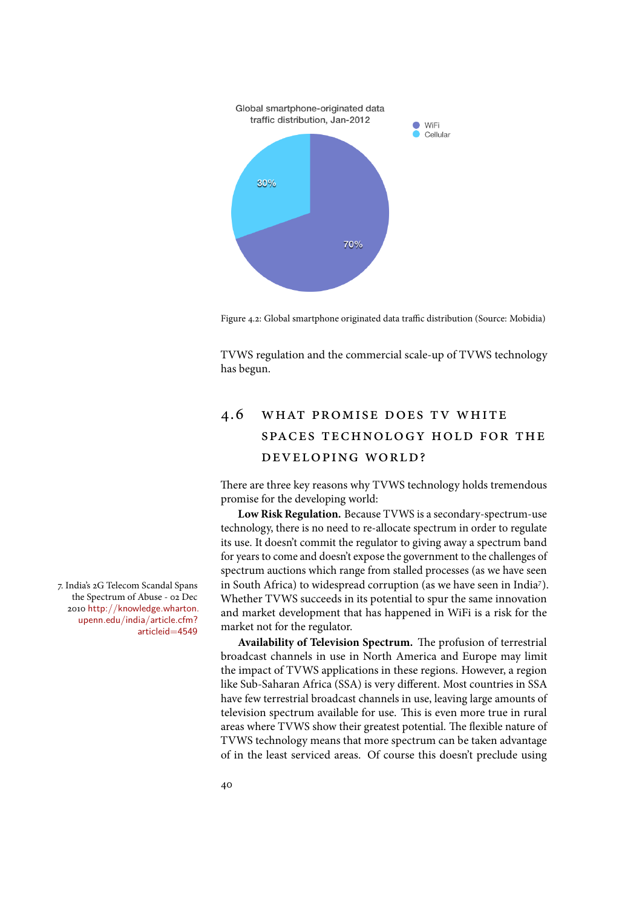Global smartphone-originated data traffic distribution, Jan-2012

WiFi
Cellular

30%

70%

Figure 4.2: Global smartphone originated data traffic distribution (Source: Mobidia)

TVWS regulation and the commercial scale-up of TVWS technology has begun.

## 4.6 WHAT PROMISE DOES TV WHITE SPACES TECHNOLOGY HOLD FOR THE DEVELOPING WORLD?

There are three key reasons why TVWS technology holds tremendous promise for the developing world:

**Low Risk Regulation.** Because TVWS is a secondary-spectrum-use technology, there is no need to re-allocate spectrum in order to regulate its use. It doesn't commit the regulator to giving away a spectrum band for years to come and doesn't expose the government to the challenges of spectrum auctions which range from stalled processes (as we have seen in South Africa) to widespread corruption (as we have seen in India[7]). Whether TVWS succeeds in its potential to spur the same innovation and market development that has happened in WiFi is a risk for the market not for the regulator.

7. India's 2G Telecom Scandal Spans the Spectrum of Abuse - 02 Dec 2010 http://knowledge.wharton.upenn.edu/india/article.cfm?articleid=4549

**Availability of Television Spectrum.** The profusion of terrestrial broadcast channels in use in North America and Europe may limit the impact of TVWS applications in these regions. However, a region like Sub-Saharan Africa (SSA) is very different. Most countries in SSA have few terrestrial broadcast channels in use, leaving large amounts of television spectrum available for use. This is even more true in rural areas where TVWS show their greatest potential. The flexible nature of TVWS technology means that more spectrum can be taken advantage of in the least serviced areas. Of course this doesn't preclude using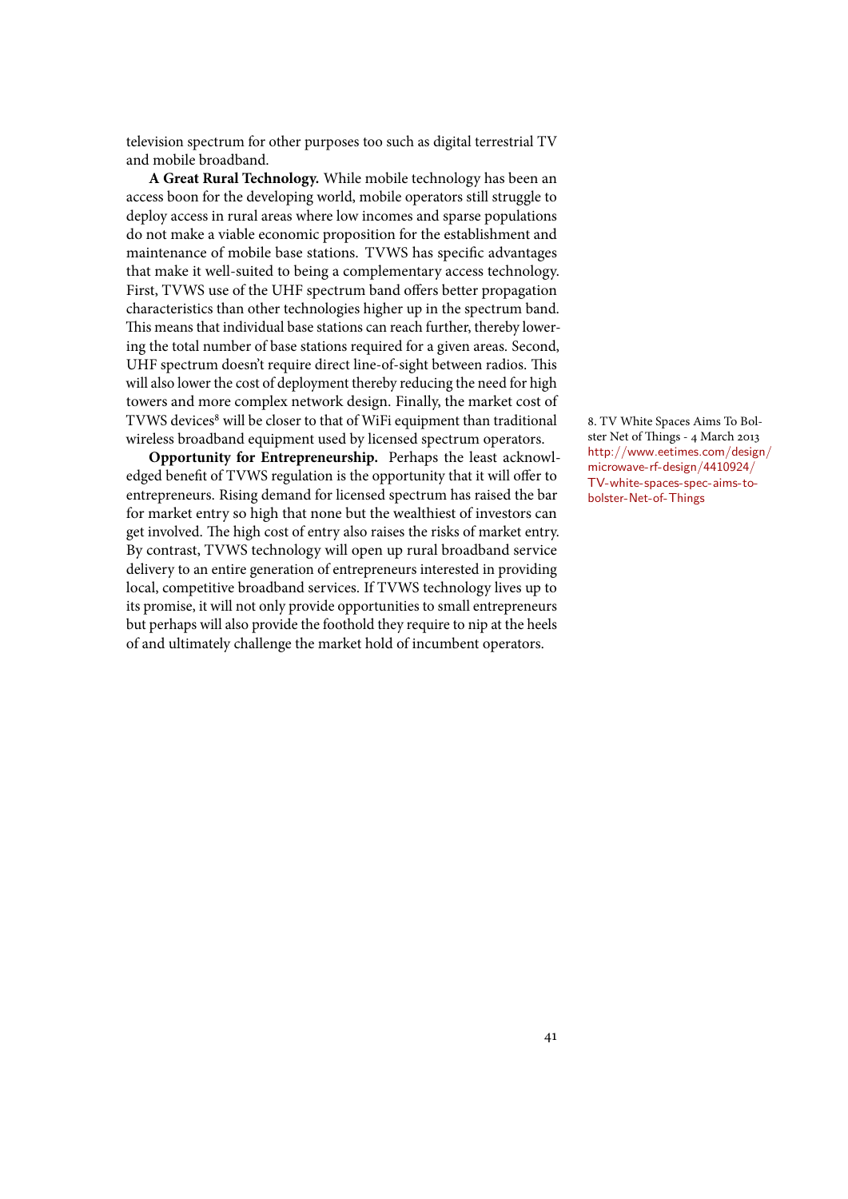television spectrum for other purposes too such as digital terrestrial TV and mobile broadband.

**A Great Rural Technology.** While mobile technology has been an access boon for the developing world, mobile operators still struggle to deploy access in rural areas where low incomes and sparse populations do not make a viable economic proposition for the establishment and maintenance of mobile base stations. TVWS has specific advantages that make it well-suited to being a complementary access technology. First, TVWS use of the UHF spectrum band offers better propagation characteristics than other technologies higher up in the spectrum band. This means that individual base stations can reach further, thereby lowering the total number of base stations required for a given areas. Second, UHF spectrum doesn't require direct line-of-sight between radios. This will also lower the cost of deployment thereby reducing the need for high towers and more complex network design. Finally, the market cost of TVWS devices[8] will be closer to that of WiFi equipment than traditional wireless broadband equipment used by licensed spectrum operators.

**Opportunity for Entrepreneurship.** Perhaps the least acknowledged benefit of TVWS regulation is the opportunity that it will offer to entrepreneurs. Rising demand for licensed spectrum has raised the bar for market entry so high that none but the wealthiest of investors can get involved. The high cost of entry also raises the risks of market entry. By contrast, TVWS technology will open up rural broadband service delivery to an entire generation of entrepreneurs interested in providing local, competitive broadband services. If TVWS technology lives up to its promise, it will not only provide opportunities to small entrepreneurs but perhaps will also provide the foothold they require to nip at the heels of and ultimately challenge the market hold of incumbent operators.

8. TV White Spaces Aims To Bolster Net of Things - 4 March 2013 http://www.eetimes.com/design/microwave-rf-design/4410924/TV-white-spaces-spec-aims-to-bolster-Net-of-Things